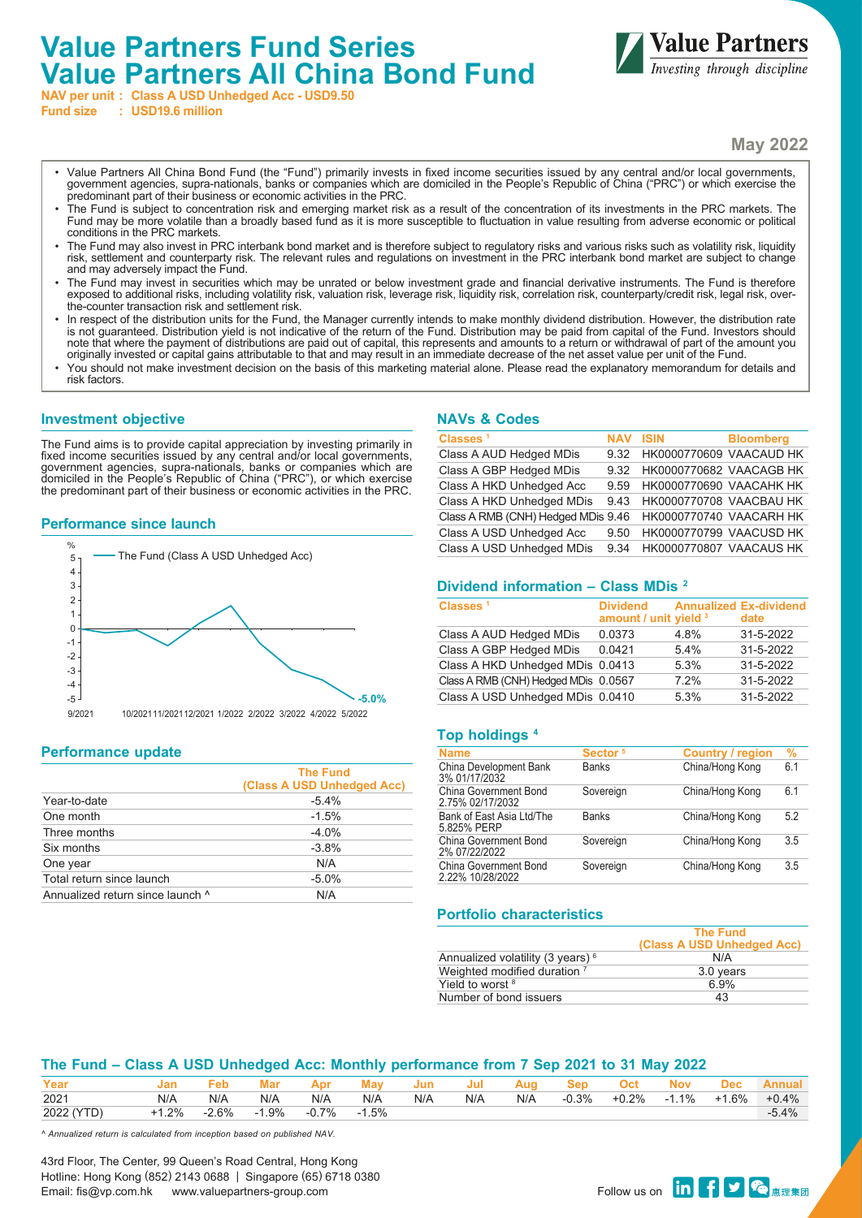# Value Partners Fund Series
# Value Partners All China Bond Fund

**NAV per unit : Class A USD Unhedged Acc - USD9.50**
**Fund size : USD19.6 million**

Value Partners
*Investing through discipline*

**May 2022**

- Value Partners All China Bond Fund (the "Fund") primarily invests in fixed income securities issued by any central and/or local governments, government agencies, supra-nationals, banks or companies which are domiciled in the People's Republic of China ("PRC") or which exercise the predominant part of their business or economic activities in the PRC.
- The Fund is subject to concentration risk and emerging market risk as a result of the concentration of its investments in the PRC markets. The Fund may be more volatile than a broadly based fund as it is more susceptible to fluctuation in value resulting from adverse economic or political conditions in the PRC markets.
- The Fund may also invest in PRC interbank bond market and is therefore subject to regulatory risks and various risks such as volatility risk, liquidity risk, settlement and counterparty risk. The relevant rules and regulations on investment in the PRC interbank bond market are subject to change and may adversely impact the Fund.
- The Fund may invest in securities which may be unrated or below investment grade and financial derivative instruments. The Fund is therefore exposed to additional risks, including volatility risk, valuation risk, leverage risk, liquidity risk, correlation risk, counterparty/credit risk, legal risk, over-the-counter transaction risk and settlement risk.
- In respect of the distribution units for the Fund, the Manager currently intends to make monthly dividend distribution. However, the distribution rate is not guaranteed. Distribution yield is not indicative of the return of the Fund. Distribution may be paid from capital of the Fund. Investors should note that where the payment of distributions are paid out of capital, this represents and amounts to a return or withdrawal of part of the amount you originally invested or capital gains attributable to that and may result in an immediate decrease of the net asset value per unit of the Fund.
- You should not make investment decision on the basis of this marketing material alone. Please read the explanatory memorandum for details and risk factors.

## Investment objective

The Fund aims is to provide capital appreciation by investing primarily in fixed income securities issued by any central and/or local governments, government agencies, supra-nationals, banks or companies which are domiciled in the People's Republic of China ("PRC"), or which exercise the predominant part of their business or economic activities in the PRC.

## Performance since launch

%

— The Fund (Class A USD Unhedged Acc)

-5.0%

9/2021 10/2021 11/2021 12/2021 1/2022 2/2022 3/2022 4/2022 5/2022

## Performance update

| | The Fund (Class A USD Unhedged Acc) |
|---|---|
| Year-to-date | -5.4% |
| One month | -1.5% |
| Three months | -4.0% |
| Six months | -3.8% |
| One year | N/A |
| Total return since launch | -5.0% |
| Annualized return since launch ^ | N/A |

## NAVs & Codes

| Classes [1] | NAV | ISIN | Bloomberg |
|---|---|---|---|
| Class A AUD Hedged MDis | 9.32 | HK0000770609 | VAACAUD HK |
| Class A GBP Hedged MDis | 9.32 | HK0000770682 | VAACAGB HK |
| Class A HKD Unhedged Acc | 9.59 | HK0000770690 | VAACAHK HK |
| Class A HKD Unhedged MDis | 9.43 | HK0000770708 | VAACBAU HK |
| Class A RMB (CNH) Hedged MDis | 9.46 | HK0000770740 | VAACARH HK |
| Class A USD Unhedged Acc | 9.50 | HK0000770799 | VAACUSD HK |
| Class A USD Unhedged MDis | 9.34 | HK0000770807 | VAACAUS HK |

## Dividend information – Class MDis [2]

| Classes [1] | Dividend amount / unit | Annualized yield [3] | Ex-dividend date |
|---|---|---|---|
| Class A AUD Hedged MDis | 0.0373 | 4.8% | 31-5-2022 |
| Class A GBP Hedged MDis | 0.0421 | 5.4% | 31-5-2022 |
| Class A HKD Unhedged MDis | 0.0413 | 5.3% | 31-5-2022 |
| Class A RMB (CNH) Hedged MDis | 0.0567 | 7.2% | 31-5-2022 |
| Class A USD Unhedged MDis | 0.0410 | 5.3% | 31-5-2022 |

## Top holdings [4]

| Name | Sector [5] | Country / region | % |
|---|---|---|---|
| China Development Bank 3% 01/17/2032 | Banks | China/Hong Kong | 6.1 |
| China Government Bond 2.75% 02/17/2032 | Sovereign | China/Hong Kong | 6.1 |
| Bank of East Asia Ltd/The 5.825% PERP | Banks | China/Hong Kong | 5.2 |
| China Government Bond 2% 07/22/2022 | Sovereign | China/Hong Kong | 3.5 |
| China Government Bond 2.22% 10/28/2028 | Sovereign | China/Hong Kong | 3.5 |

## Portfolio characteristics

| | The Fund (Class A USD Unhedged Acc) |
|---|---|
| Annualized volatility (3 years) [6] | N/A |
| Weighted modified duration [7] | 3.0 years |
| Yield to worst [8] | 6.9% |
| Number of bond issuers | 43 |

## The Fund – Class A USD Unhedged Acc: Monthly performance from 7 Sep 2021 to 31 May 2022

| Year | Jan | Feb | Mar | Apr | May | Jun | Jul | Aug | Sep | Oct | Nov | Dec | Annual |
|---|---|---|---|---|---|---|---|---|---|---|---|---|---|
| 2021 | N/A | N/A | N/A | N/A | N/A | N/A | N/A | N/A | -0.3% | +0.2% | -1.1% | +1.6% | +0.4% |
| 2022 (YTD) | +1.2% | -2.6% | -1.9% | -0.7% | -1.5% | | | | | | | | -5.4% |

*^ Annualized return is calculated from inception based on published NAV.*

43rd Floor, The Center, 99 Queen's Road Central, Hong Kong
Hotline: Hong Kong (852) 2143 0688 | Singapore (65) 6718 0380
Email: fis@vp.com.hk www.valuepartners-group.com

Follow us on 惠理集团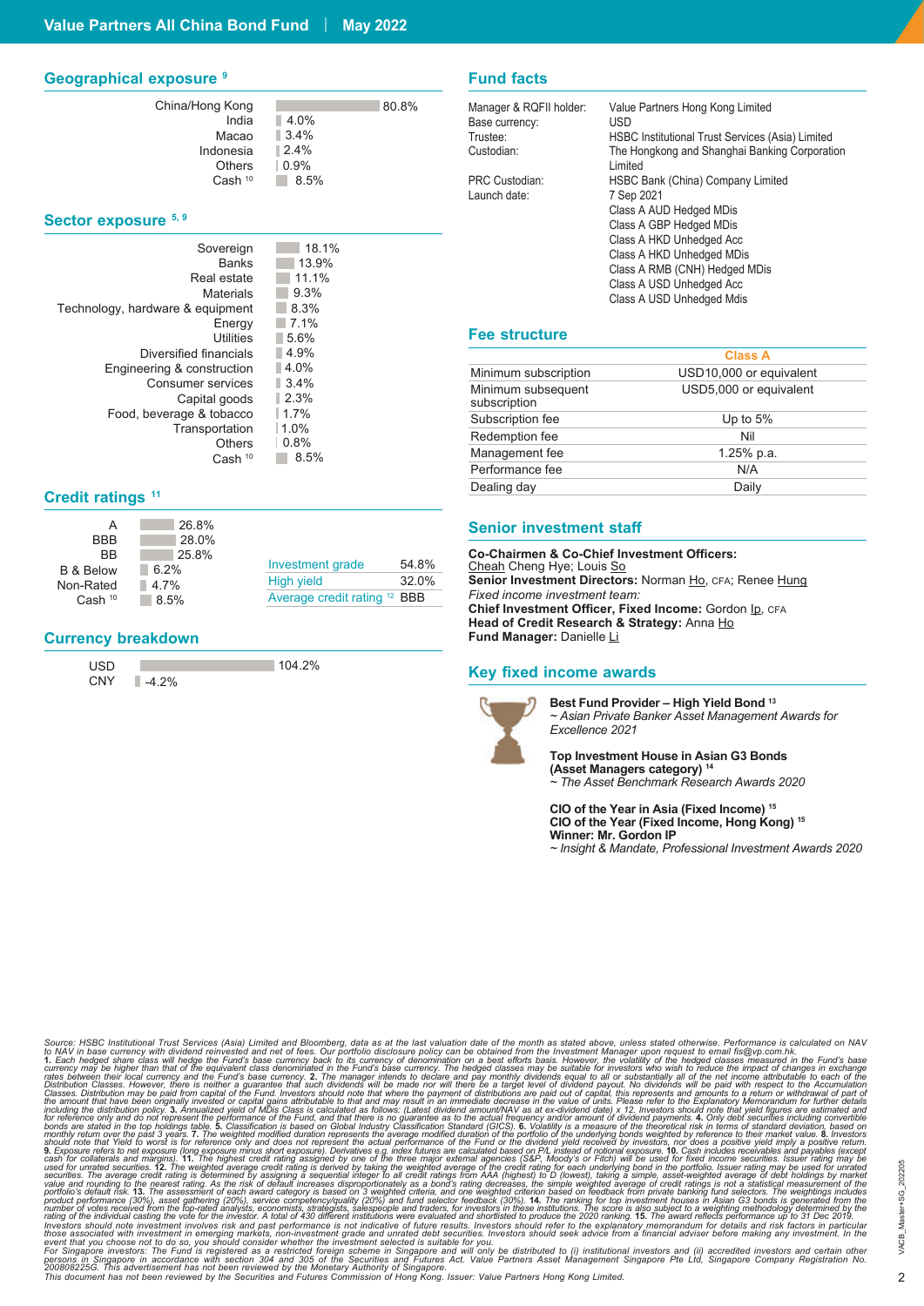## Geographical exposure [9]

China/Hong Kong 80.8%
India 4.0%
Macao 3.4%
Indonesia 2.4%
Others 0.9%
Cash [10] 8.5%

## Sector exposure [5, 9]

Sovereign 18.1%
Banks 13.9%
Real estate 11.1%
Materials 9.3%
Technology, hardware & equipment 8.3%
Energy 7.1%
Utilities 5.6%
Diversified financials 4.9%
Engineering & construction 4.0%
Consumer services 3.4%
Capital goods 2.3%
Food, beverage & tobacco 1.7%
Transportation 1.0%
Others 0.8%
Cash [10] 8.5%

## Credit ratings [11]

A 26.8%
BBB 28.0%
BB 25.8%
B & Below 6.2%
Non-Rated 4.7%
Cash [10] 8.5%

| | |
|---|---|
| Investment grade | 54.8% |
| High yield | 32.0% |
| Average credit rating [12] | BBB |

## Currency breakdown

USD 104.2%
CNY -4.2%

## Fund facts

| | |
|---|---|
| Manager & RQFII holder: | Value Partners Hong Kong Limited |
| Base currency: | USD |
| Trustee: | HSBC Institutional Trust Services (Asia) Limited |
| Custodian: | The Hongkong and Shanghai Banking Corporation Limited |
| PRC Custodian: | HSBC Bank (China) Company Limited |
| Launch date: | 7 Sep 2021 |
| | Class A AUD Hedged MDis |
| | Class A GBP Hedged MDis |
| | Class A HKD Unhedged Acc |
| | Class A HKD Unhedged MDis |
| | Class A RMB (CNH) Hedged MDis |
| | Class A USD Unhedged Acc |
| | Class A USD Unhedged Mdis |

## Fee structure

| | Class A |
|---|---|
| Minimum subscription | USD10,000 or equivalent |
| Minimum subsequent subscription | USD5,000 or equivalent |
| Subscription fee | Up to 5% |
| Redemption fee | Nil |
| Management fee | 1.25% p.a. |
| Performance fee | N/A |
| Dealing day | Daily |

## Senior investment staff

**Co-Chairmen & Co-Chief Investment Officers:**
Cheah Cheng Hye; Louis So
**Senior Investment Directors:** Norman Ho, CFA; Renee Hung
*Fixed income investment team:*
**Chief Investment Officer, Fixed Income:** Gordon Ip, CFA
**Head of Credit Research & Strategy:** Anna Ho
**Fund Manager:** Danielle Li

## Key fixed income awards

**Best Fund Provider – High Yield Bond [13]**
*~ Asian Private Banker Asset Management Awards for Excellence 2021*

**Top Investment House in Asian G3 Bonds (Asset Managers category) [14]**
*~ The Asset Benchmark Research Awards 2020*

**CIO of the Year in Asia (Fixed Income) [15]**
**CIO of the Year (Fixed Income, Hong Kong) [15]**
**Winner: Mr. Gordon IP**
*~ Insight & Mandate, Professional Investment Awards 2020*

*Source: HSBC Institutional Trust Services (Asia) Limited and Bloomberg, data as at the last valuation date of the month as stated above, unless stated otherwise. Performance is calculated on NAV to NAV in base currency with dividend reinvested and net of fees. Our portfolio disclosure policy can be obtained from the Investment Manager upon request to email fis@vp.com.hk.*
*1. Each hedged share class will hedge the Fund's base currency back to its currency of denomination on a best efforts basis. However, the volatility of the hedged classes measured in the Fund's base currency may be higher than that of the equivalent class denominated in the Fund's base currency. The hedged classes may be suitable for investors who wish to reduce the impact of changes in exchange rates between their local currency and the Fund's base currency. 2. The manager intends to declare and pay monthly dividends equal to all or substantially all of the net income attributable to each of the Distribution Classes. However, there is neither a guarantee that such dividends will be made nor will there be a target level of dividend payout. No dividends will be paid with respect to the Accumulation Classes. Distribution may be paid from capital of the Fund. Investors should note that where the payment of distributions are paid out of capital, this represents and amounts to a return or withdrawal of part of the amount that have been originally invested or capital gains attributable to that and may result in an immediate decrease in the value of units. Please refer to the Explanatory Memorandum for further details including the distribution policy. 3. Annualized yield of MDis Class is calculated as follows: (Latest dividend amount/NAV as at ex-dividend date) x 12. Investors should note that yield figures are estimated and for reference only and do not represent the performance of the Fund, and that there is no guarantee as to the actual frequency and/or amount of dividend payments. 4. Only debt securities including convertible bonds are stated in the top holdings table. 5. Classification is based on Global Industry Classification Standard (GICS). 6. Volatility is a measure of the theoretical risk in terms of standard deviation, based on monthly return over the past 3 years. 7. The weighted modified duration represents the average modified duration of the portfolio of the underlying bonds weighted by reference to their market value. 8. Investors should note that Yield to worst is for reference only and does not represent the actual performance of the Fund or the dividend yield received by investors, nor does a positive yield imply a positive return. 9. Exposure refers to net exposure (long exposure minus short exposure). Derivatives e.g. index futures are calculated based on P/L instead of notional exposure. 10. Cash includes receivables and payables (except cash for collaterals and margins). 11. The highest credit rating assigned by one of the three major external agencies (S&P, Moody's or Fitch) will be used for fixed income securities. Issuer rating may be used for unrated securities. 12. The weighted average credit rating is derived by taking the weighted average of the credit rating for each underlying bond in the portfolio. Issuer rating may be used for unrated securities. The average credit rating is determined by assigning a sequential integer to all credit ratings from AAA (highest) to D (lowest), taking a simple, asset-weighted average of debt holdings by market value and rounding to the nearest rating. As the risk of default increases disproportionately as a bond's rating decreases, the simple weighted average of credit ratings is not a statistical measurement of the portfolio's default risk. 13. The assessment of each award category is based on 3 weighted criteria, and one weighted criterion based on feedback from private banking fund selectors. The weightings includes product performance (30%), asset gathering (20%), service competency/quality (20%) and fund selector feedback (30%). 14. The ranking for top investment houses in Asian G3 bonds is generated from the number of votes received from the top-rated analysts, economists, strategists, salespeople and traders, for investors in these institutions. The score is also subject to a weighting methodology determined by the rating of the individual casting the vote for the investor. A total of 430 different institutions were evaluated and shortlisted to produce the 2020 ranking. 15. The award reflects performance up to 31 Dec 2019.*
*Investors should note investment involves risk and past performance is not indicative of future results. Investors should refer to the explanatory memorandum for details and risk factors in particular those associated with investment in emerging markets, non-investment grade and unrated debt securities. Investors should seek advice from a financial adviser before making any investment. In the event that you choose not to do so, you should consider whether the investment selected is suitable for you.*
*For Singapore investors: The Fund is registered as a restricted foreign scheme in Singapore and will only be distributed to (i) institutional investors and (ii) accredited investors and certain other persons in Singapore in accordance with section 304 and 305 of the Securities and Futures Act. Value Partners Asset Management Singapore Pte Ltd, Singapore Company Registration No. 200808225G. This advertisement has not been reviewed by the Monetary Authority of Singapore.*
*This document has not been reviewed by the Securities and Futures Commission of Hong Kong. Issuer: Value Partners Hong Kong Limited.*

VACB_Master+SG_202205